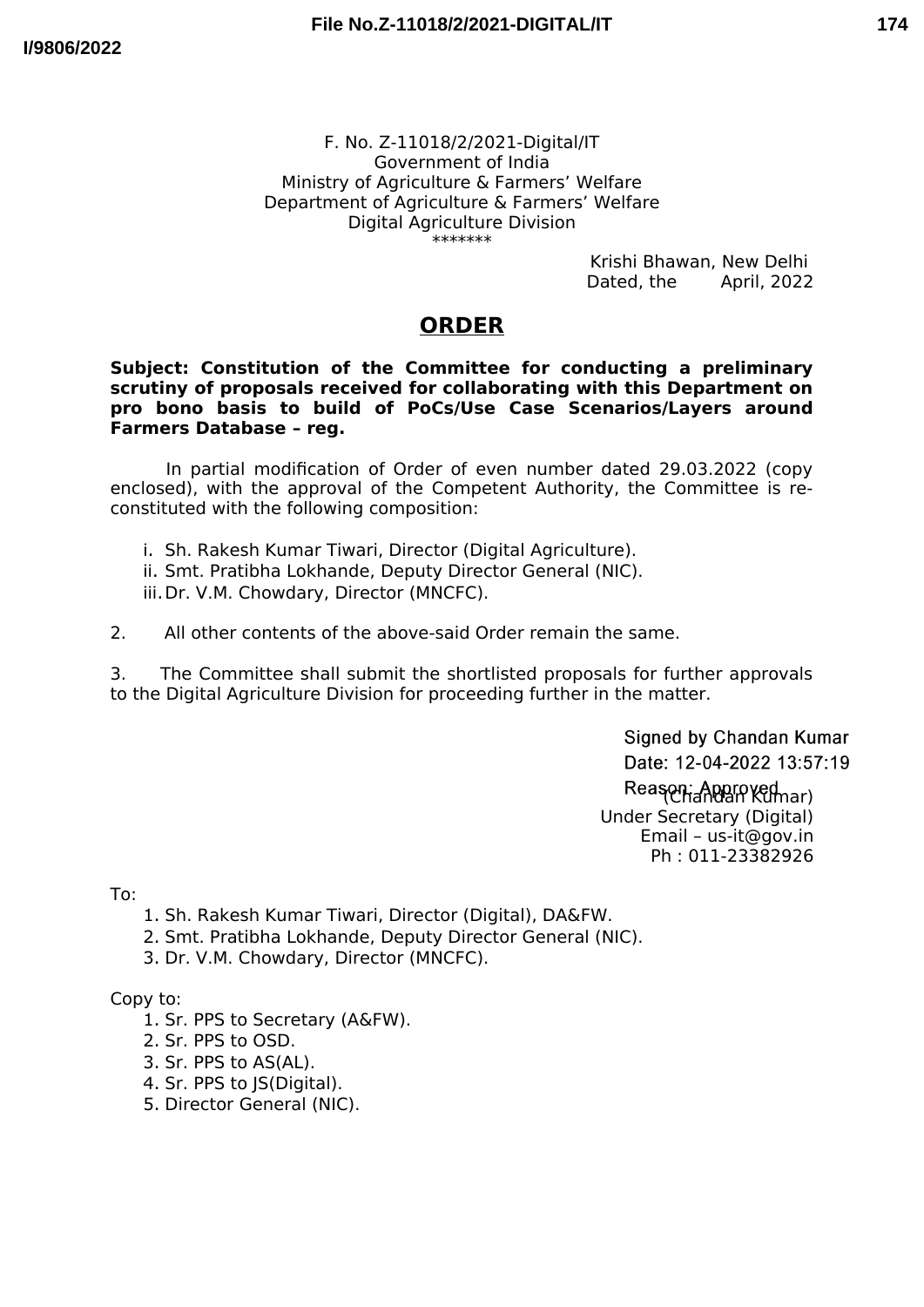F. No. Z-11018/2/2021-Digital/IT
Government of India
Ministry of Agriculture & Farmers' Welfare
Department of Agriculture & Farmers' Welfare
Digital Agriculture Division
\*\*\*\*\*\*\*

Krishi Bhawan, New Delhi
Dated, the April, 2022

# ORDER

**Subject: Constitution of the Committee for conducting a preliminary scrutiny of proposals received for collaborating with this Department on pro bono basis to build of PoCs/Use Case Scenarios/Layers around Farmers Database – reg.**

In partial modification of Order of even number dated 29.03.2022 (copy enclosed), with the approval of the Competent Authority, the Committee is re-constituted with the following composition:

i. Sh. Rakesh Kumar Tiwari, Director (Digital Agriculture).
ii. Smt. Pratibha Lokhande, Deputy Director General (NIC).
iii. Dr. V.M. Chowdary, Director (MNCFC).

2. All other contents of the above-said Order remain the same.

3. The Committee shall submit the shortlisted proposals for further approvals to the Digital Agriculture Division for proceeding further in the matter.

Signed by Chandan Kumar
Date: 12-04-2022 13:57:19
Reason: Approved

(Chandan Kumar)
Under Secretary (Digital)
Email – us-it@gov.in
Ph : 011-23382926

To:

1. Sh. Rakesh Kumar Tiwari, Director (Digital), DA&FW.
2. Smt. Pratibha Lokhande, Deputy Director General (NIC).
3. Dr. V.M. Chowdary, Director (MNCFC).

Copy to:

1. Sr. PPS to Secretary (A&FW).
2. Sr. PPS to OSD.
3. Sr. PPS to AS(AL).
4. Sr. PPS to JS(Digital).
5. Director General (NIC).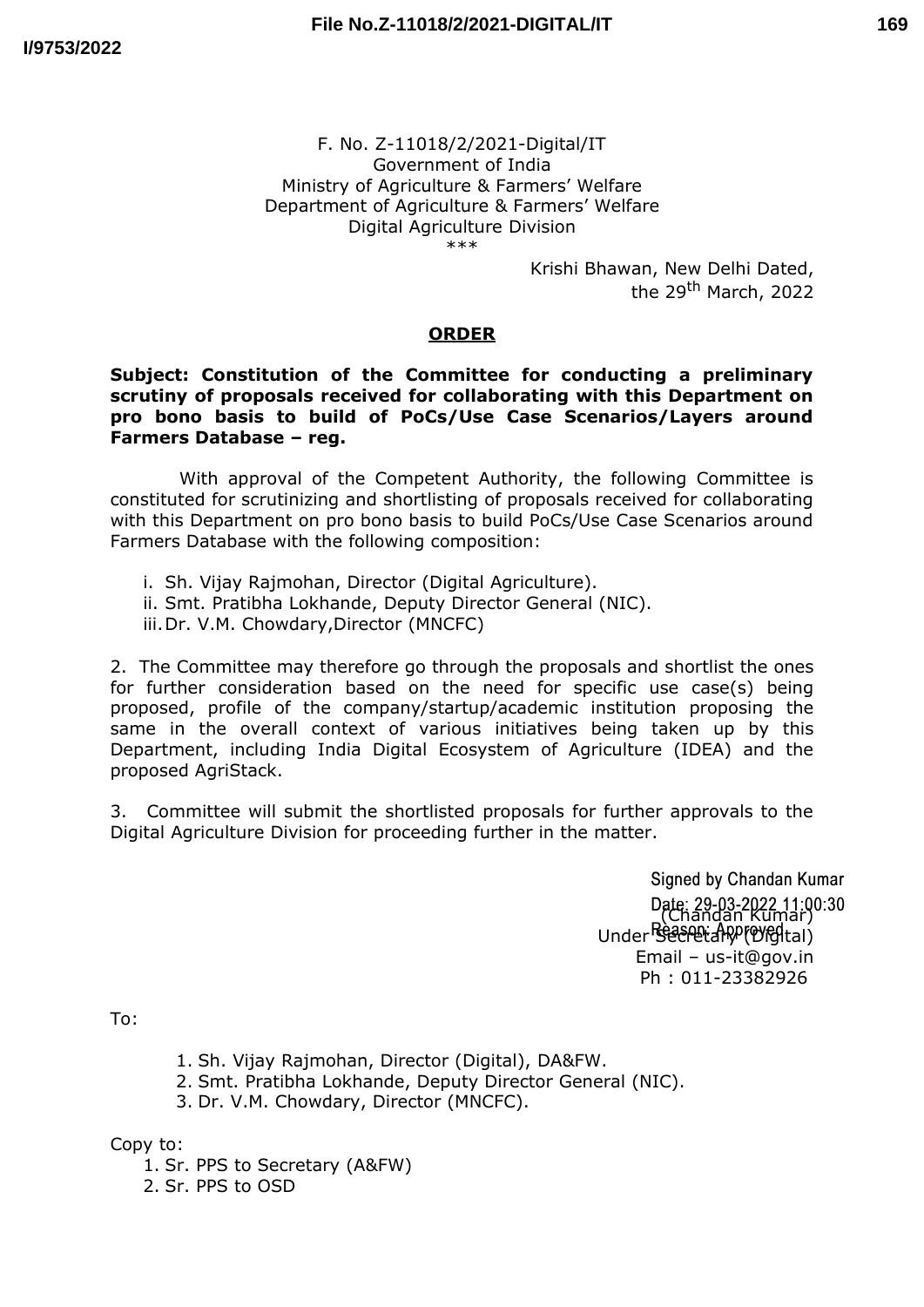F. No. Z-11018/2/2021-Digital/IT
Government of India
Ministry of Agriculture & Farmers' Welfare
Department of Agriculture & Farmers' Welfare
Digital Agriculture Division
***

Krishi Bhawan, New Delhi Dated,
the 29th March, 2022

## ORDER

**Subject: Constitution of the Committee for conducting a preliminary scrutiny of proposals received for collaborating with this Department on pro bono basis to build of PoCs/Use Case Scenarios/Layers around Farmers Database – reg.**

With approval of the Competent Authority, the following Committee is constituted for scrutinizing and shortlisting of proposals received for collaborating with this Department on pro bono basis to build PoCs/Use Case Scenarios around Farmers Database with the following composition:

i. Sh. Vijay Rajmohan, Director (Digital Agriculture).
ii. Smt. Pratibha Lokhande, Deputy Director General (NIC).
iii. Dr. V.M. Chowdary,Director (MNCFC)

2. The Committee may therefore go through the proposals and shortlist the ones for further consideration based on the need for specific use case(s) being proposed, profile of the company/startup/academic institution proposing the same in the overall context of various initiatives being taken up by this Department, including India Digital Ecosystem of Agriculture (IDEA) and the proposed AgriStack.

3. Committee will submit the shortlisted proposals for further approvals to the Digital Agriculture Division for proceeding further in the matter.

Signed by Chandan Kumar
Date: 29-03-2022 11:00:30
Reason: Approved

(Chandan Kumar)
Under Secretary (Digital)
Email – us-it@gov.in
Ph : 011-23382926

To:

1. Sh. Vijay Rajmohan, Director (Digital), DA&FW.
2. Smt. Pratibha Lokhande, Deputy Director General (NIC).
3. Dr. V.M. Chowdary, Director (MNCFC).

Copy to:

1. Sr. PPS to Secretary (A&FW)
2. Sr. PPS to OSD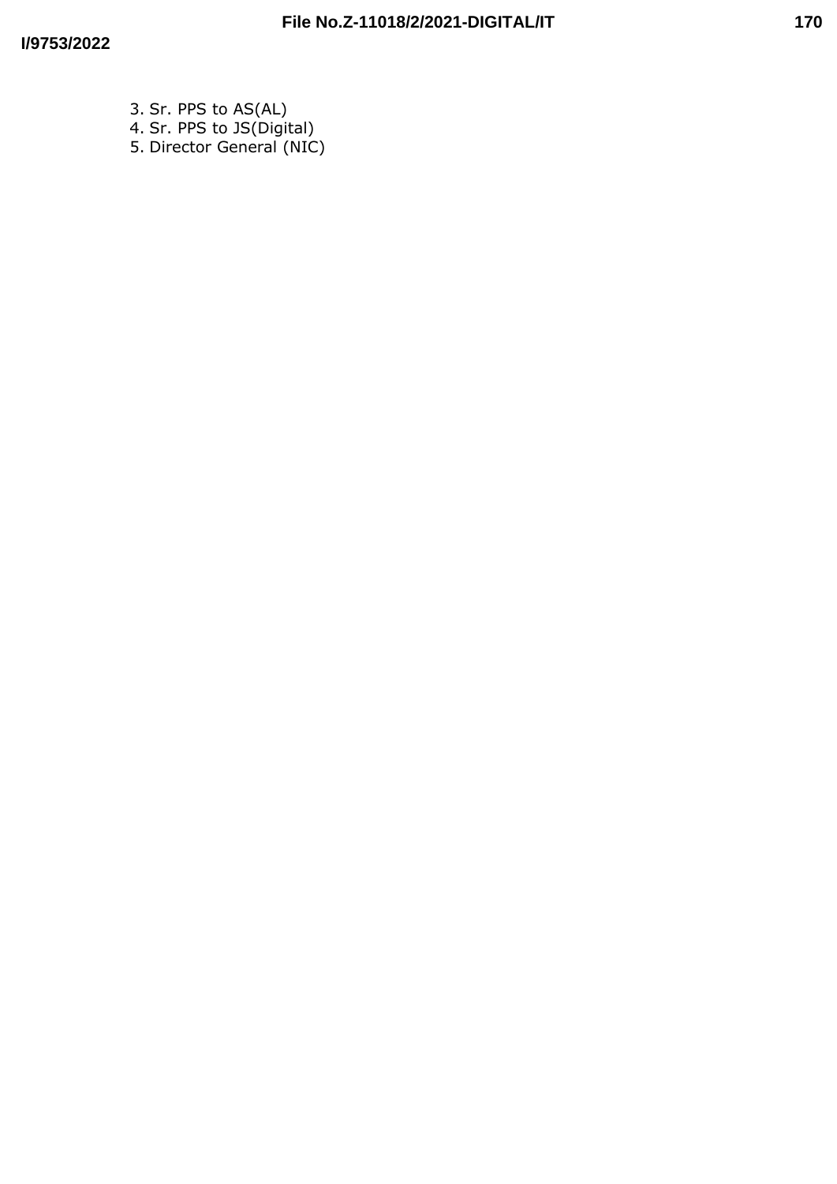3. Sr. PPS to AS(AL)
4. Sr. PPS to JS(Digital)
5. Director General (NIC)